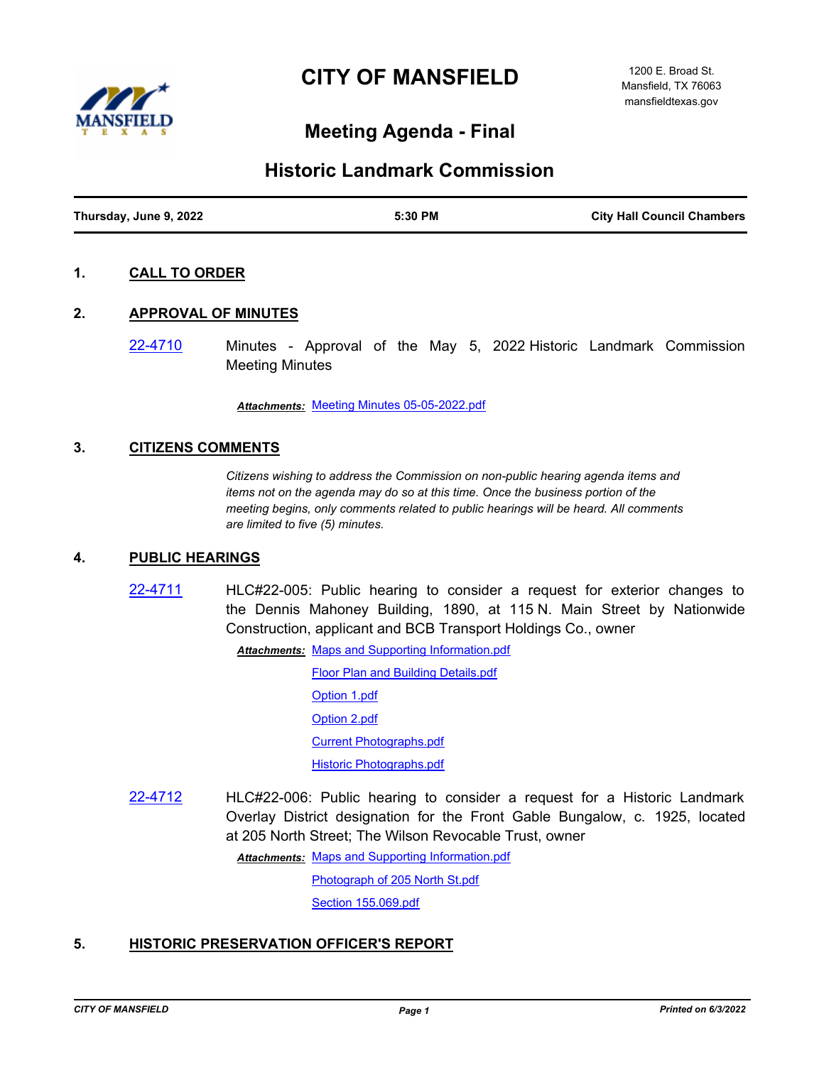# CITY OF MANSFIELD

1200 E. Broad St.
Mansfield, TX 76063
mansfieldtexas.gov

## Meeting Agenda - Final

## Historic Landmark Commission

**Thursday, June 9, 2022** | **5:30 PM** | **City Hall Council Chambers**

### 1. CALL TO ORDER

### 2. APPROVAL OF MINUTES

22-4710 Minutes - Approval of the May 5, 2022 Historic Landmark Commission Meeting Minutes

***Attachments:*** Meeting Minutes 05-05-2022.pdf

### 3. CITIZENS COMMENTS

*Citizens wishing to address the Commission on non-public hearing agenda items and items not on the agenda may do so at this time. Once the business portion of the meeting begins, only comments related to public hearings will be heard. All comments are limited to five (5) minutes.*

### 4. PUBLIC HEARINGS

22-4711 HLC#22-005: Public hearing to consider a request for exterior changes to the Dennis Mahoney Building, 1890, at 115 N. Main Street by Nationwide Construction, applicant and BCB Transport Holdings Co., owner

***Attachments:*** Maps and Supporting Information.pdf
Floor Plan and Building Details.pdf
Option 1.pdf
Option 2.pdf
Current Photographs.pdf
Historic Photographs.pdf

22-4712 HLC#22-006: Public hearing to consider a request for a Historic Landmark Overlay District designation for the Front Gable Bungalow, c. 1925, located at 205 North Street; The Wilson Revocable Trust, owner

***Attachments:*** Maps and Supporting Information.pdf
Photograph of 205 North St.pdf
Section 155.069.pdf

### 5. HISTORIC PRESERVATION OFFICER'S REPORT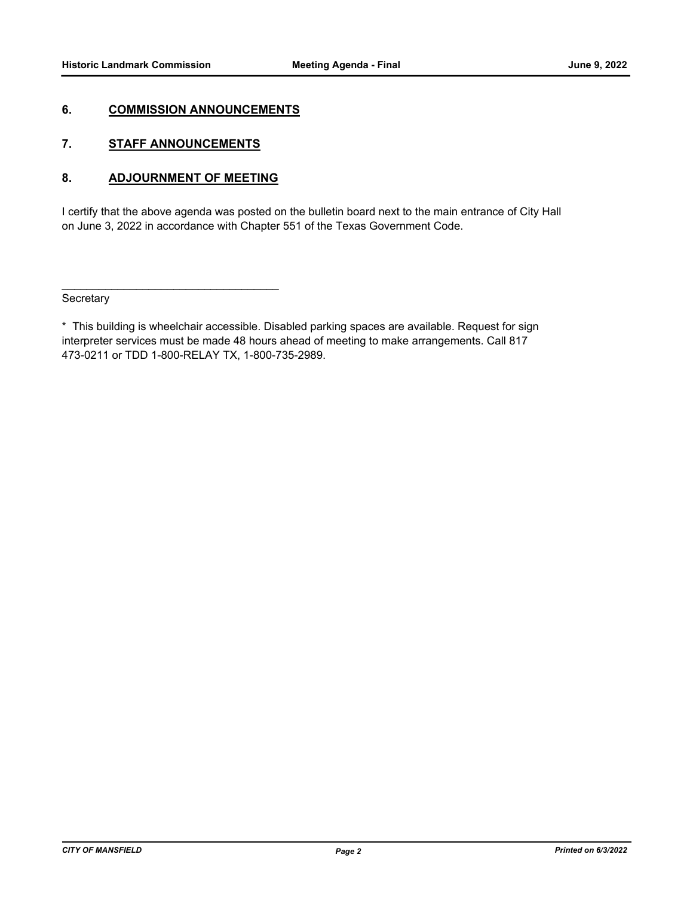## 6. COMMISSION ANNOUNCEMENTS

## 7. STAFF ANNOUNCEMENTS

## 8. ADJOURNMENT OF MEETING

I certify that the above agenda was posted on the bulletin board next to the main entrance of City Hall on June 3, 2022 in accordance with Chapter 551 of the Texas Government Code.

___________________________________

Secretary

* This building is wheelchair accessible. Disabled parking spaces are available. Request for sign interpreter services must be made 48 hours ahead of meeting to make arrangements. Call 817 473-0211 or TDD 1-800-RELAY TX, 1-800-735-2989.